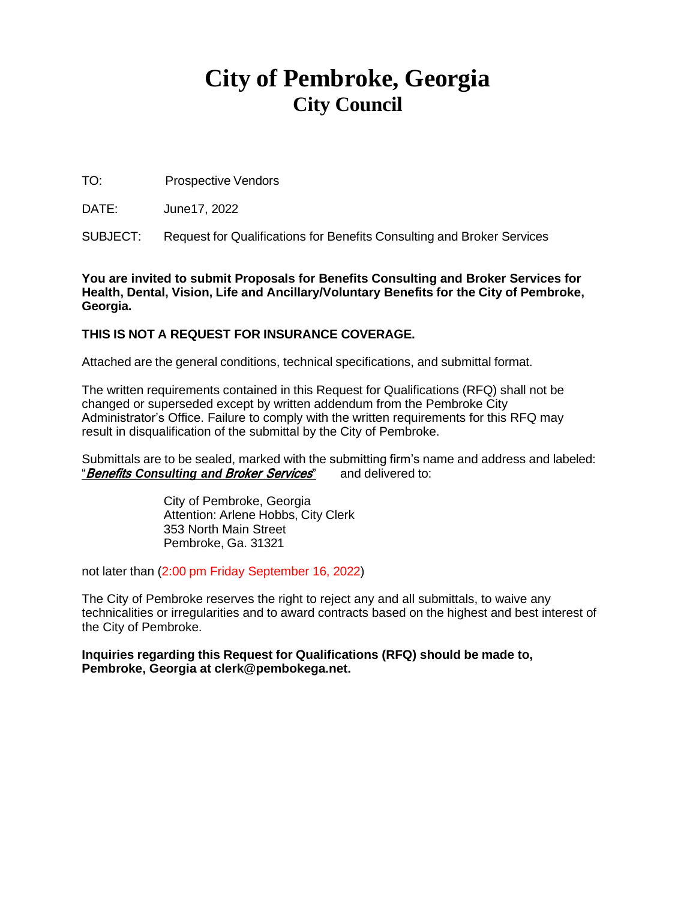# City of Pembroke, Georgia
## City Council

TO: Prospective Vendors

DATE: June17, 2022

SUBJECT: Request for Qualifications for Benefits Consulting and Broker Services

**You are invited to submit Proposals for Benefits Consulting and Broker Services for Health, Dental, Vision, Life and Ancillary/Voluntary Benefits for the City of Pembroke, Georgia.**

**THIS IS NOT A REQUEST FOR INSURANCE COVERAGE.**

Attached are the general conditions, technical specifications, and submittal format.

The written requirements contained in this Request for Qualifications (RFQ) shall not be changed or superseded except by written addendum from the Pembroke City Administrator's Office. Failure to comply with the written requirements for this RFQ may result in disqualification of the submittal by the City of Pembroke.

Submittals are to be sealed, marked with the submitting firm's name and address and labeled: "***Benefits Consulting and Broker Services***" and delivered to:

City of Pembroke, Georgia
Attention: Arlene Hobbs, City Clerk
353 North Main Street
Pembroke, Ga. 31321

not later than (2:00 pm Friday September 16, 2022)

The City of Pembroke reserves the right to reject any and all submittals, to waive any technicalities or irregularities and to award contracts based on the highest and best interest of the City of Pembroke.

**Inquiries regarding this Request for Qualifications (RFQ) should be made to, Pembroke, Georgia at clerk@pembokega.net.**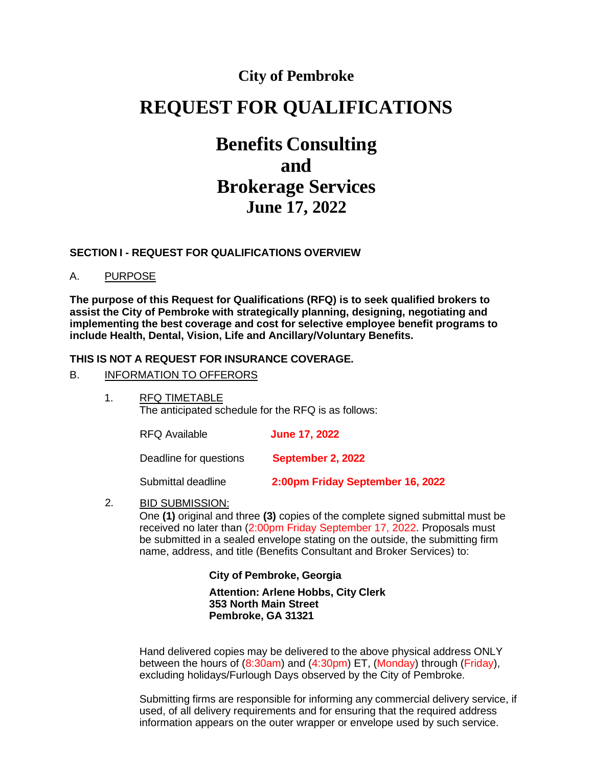# City of Pembroke

# REQUEST FOR QUALIFICATIONS

# Benefits Consulting and Brokerage Services

## June 17, 2022

### SECTION I - REQUEST FOR QUALIFICATIONS OVERVIEW

A. PURPOSE

**The purpose of this Request for Qualifications (RFQ) is to seek qualified brokers to assist the City of Pembroke with strategically planning, designing, negotiating and implementing the best coverage and cost for selective employee benefit programs to include Health, Dental, Vision, Life and Ancillary/Voluntary Benefits.**

**THIS IS NOT A REQUEST FOR INSURANCE COVERAGE.**

B. INFORMATION TO OFFERORS

1. RFQ TIMETABLE
   The anticipated schedule for the RFQ is as follows:

| | |
|---|---|
| RFQ Available | **June 17, 2022** |
| Deadline for questions | **September 2, 2022** |
| Submittal deadline | **2:00pm Friday September 16, 2022** |

2. BID SUBMISSION:
   One **(1)** original and three **(3)** copies of the complete signed submittal must be received no later than (2:00pm Friday September 17, 2022. Proposals must be submitted in a sealed envelope stating on the outside, the submitting firm name, address, and title (Benefits Consultant and Broker Services) to:

   **City of Pembroke, Georgia**

   **Attention: Arlene Hobbs, City Clerk**
   **353 North Main Street**
   **Pembroke, GA 31321**

   Hand delivered copies may be delivered to the above physical address ONLY between the hours of (8:30am) and (4:30pm) ET, (Monday) through (Friday), excluding holidays/Furlough Days observed by the City of Pembroke.

   Submitting firms are responsible for informing any commercial delivery service, if used, of all delivery requirements and for ensuring that the required address information appears on the outer wrapper or envelope used by such service.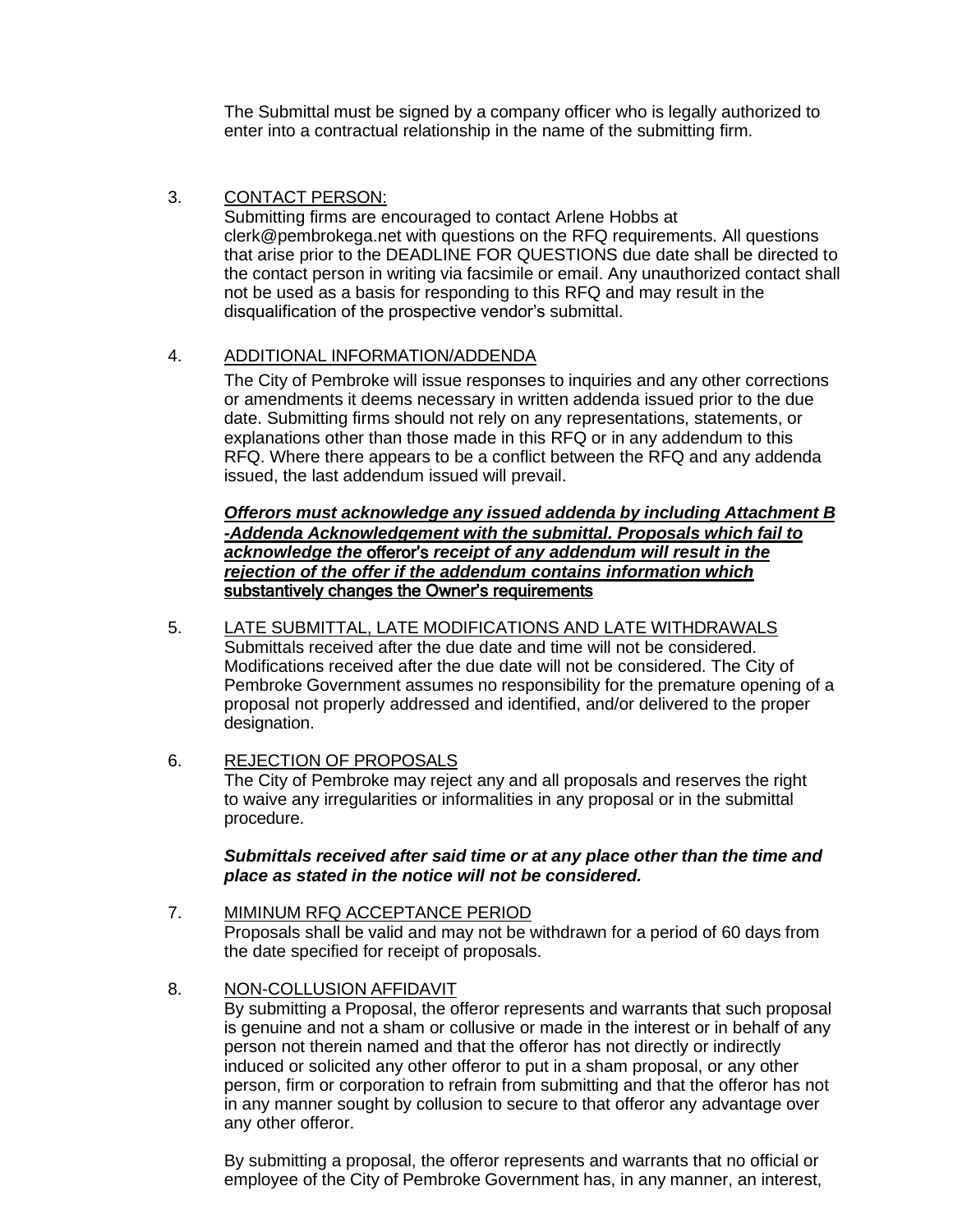The Submittal must be signed by a company officer who is legally authorized to enter into a contractual relationship in the name of the submitting firm.

3. CONTACT PERSON:
   Submitting firms are encouraged to contact Arlene Hobbs at clerk@pembrokega.net with questions on the RFQ requirements. All questions that arise prior to the DEADLINE FOR QUESTIONS due date shall be directed to the contact person in writing via facsimile or email. Any unauthorized contact shall not be used as a basis for responding to this RFQ and may result in the disqualification of the prospective vendor's submittal.

4. ADDITIONAL INFORMATION/ADDENDA
   The City of Pembroke will issue responses to inquiries and any other corrections or amendments it deems necessary in written addenda issued prior to the due date. Submitting firms should not rely on any representations, statements, or explanations other than those made in this RFQ or in any addendum to this RFQ. Where there appears to be a conflict between the RFQ and any addenda issued, the last addendum issued will prevail.

   ***Offerors must acknowledge any issued addenda by including Attachment B -Addenda Acknowledgement with the submittal. Proposals which fail to acknowledge the offeror's receipt of any addendum will result in the rejection of the offer if the addendum contains information which substantively changes the Owner's requirements***

5. LATE SUBMITTAL, LATE MODIFICATIONS AND LATE WITHDRAWALS
   Submittals received after the due date and time will not be considered. Modifications received after the due date will not be considered. The City of Pembroke Government assumes no responsibility for the premature opening of a proposal not properly addressed and identified, and/or delivered to the proper designation.

6. REJECTION OF PROPOSALS
   The City of Pembroke may reject any and all proposals and reserves the right to waive any irregularities or informalities in any proposal or in the submittal procedure.

   ***Submittals received after said time or at any place other than the time and place as stated in the notice will not be considered.***

7. MIMINUM RFQ ACCEPTANCE PERIOD
   Proposals shall be valid and may not be withdrawn for a period of 60 days from the date specified for receipt of proposals.

8. NON-COLLUSION AFFIDAVIT
   By submitting a Proposal, the offeror represents and warrants that such proposal is genuine and not a sham or collusive or made in the interest or in behalf of any person not therein named and that the offeror has not directly or indirectly induced or solicited any other offeror to put in a sham proposal, or any other person, firm or corporation to refrain from submitting and that the offeror has not in any manner sought by collusion to secure to that offeror any advantage over any other offeror.

   By submitting a proposal, the offeror represents and warrants that no official or employee of the City of Pembroke Government has, in any manner, an interest,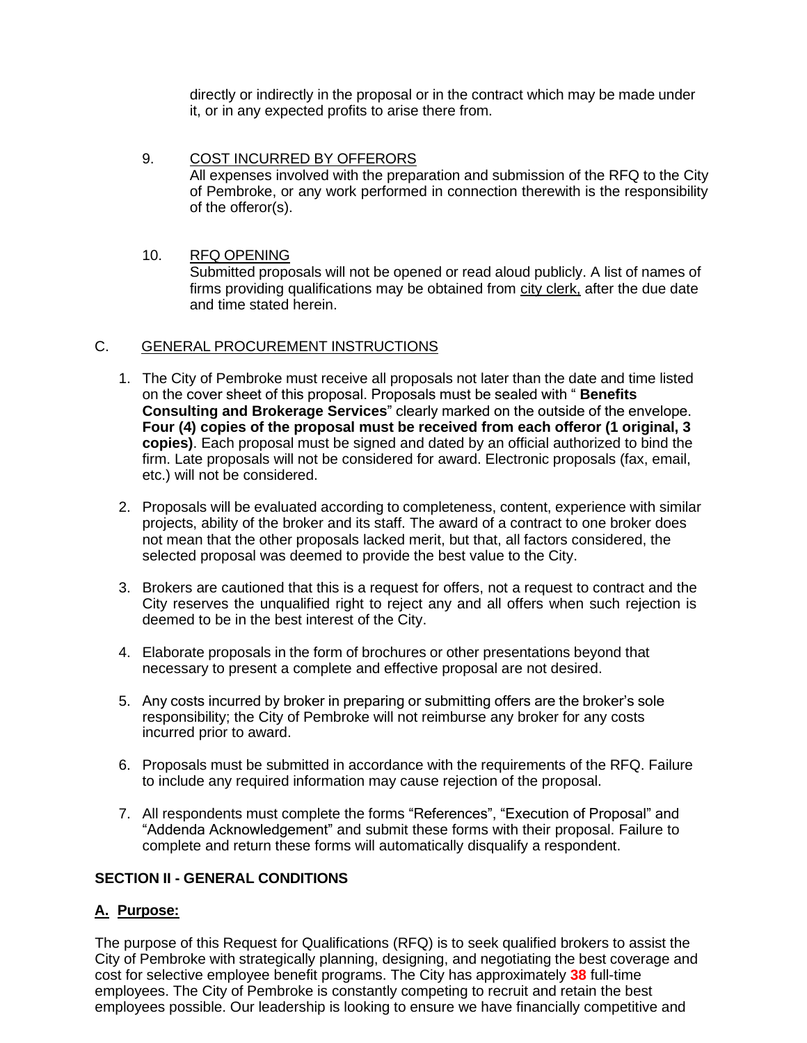directly or indirectly in the proposal or in the contract which may be made under it, or in any expected profits to arise there from.

9. COST INCURRED BY OFFERORS
   All expenses involved with the preparation and submission of the RFQ to the City of Pembroke, or any work performed in connection therewith is the responsibility of the offeror(s).

10. RFQ OPENING
    Submitted proposals will not be opened or read aloud publicly. A list of names of firms providing qualifications may be obtained from city clerk, after the due date and time stated herein.

C. GENERAL PROCUREMENT INSTRUCTIONS

1. The City of Pembroke must receive all proposals not later than the date and time listed on the cover sheet of this proposal. Proposals must be sealed with " **Benefits Consulting and Brokerage Services**" clearly marked on the outside of the envelope. **Four (4) copies of the proposal must be received from each offeror (1 original, 3 copies)**. Each proposal must be signed and dated by an official authorized to bind the firm. Late proposals will not be considered for award. Electronic proposals (fax, email, etc.) will not be considered.

2. Proposals will be evaluated according to completeness, content, experience with similar projects, ability of the broker and its staff. The award of a contract to one broker does not mean that the other proposals lacked merit, but that, all factors considered, the selected proposal was deemed to provide the best value to the City.

3. Brokers are cautioned that this is a request for offers, not a request to contract and the City reserves the unqualified right to reject any and all offers when such rejection is deemed to be in the best interest of the City.

4. Elaborate proposals in the form of brochures or other presentations beyond that necessary to present a complete and effective proposal are not desired.

5. Any costs incurred by broker in preparing or submitting offers are the broker's sole responsibility; the City of Pembroke will not reimburse any broker for any costs incurred prior to award.

6. Proposals must be submitted in accordance with the requirements of the RFQ. Failure to include any required information may cause rejection of the proposal.

7. All respondents must complete the forms "References", "Execution of Proposal" and "Addenda Acknowledgement" and submit these forms with their proposal. Failure to complete and return these forms will automatically disqualify a respondent.

## SECTION II - GENERAL CONDITIONS

### A. Purpose:

The purpose of this Request for Qualifications (RFQ) is to seek qualified brokers to assist the City of Pembroke with strategically planning, designing, and negotiating the best coverage and cost for selective employee benefit programs. The City has approximately **38** full-time employees. The City of Pembroke is constantly competing to recruit and retain the best employees possible. Our leadership is looking to ensure we have financially competitive and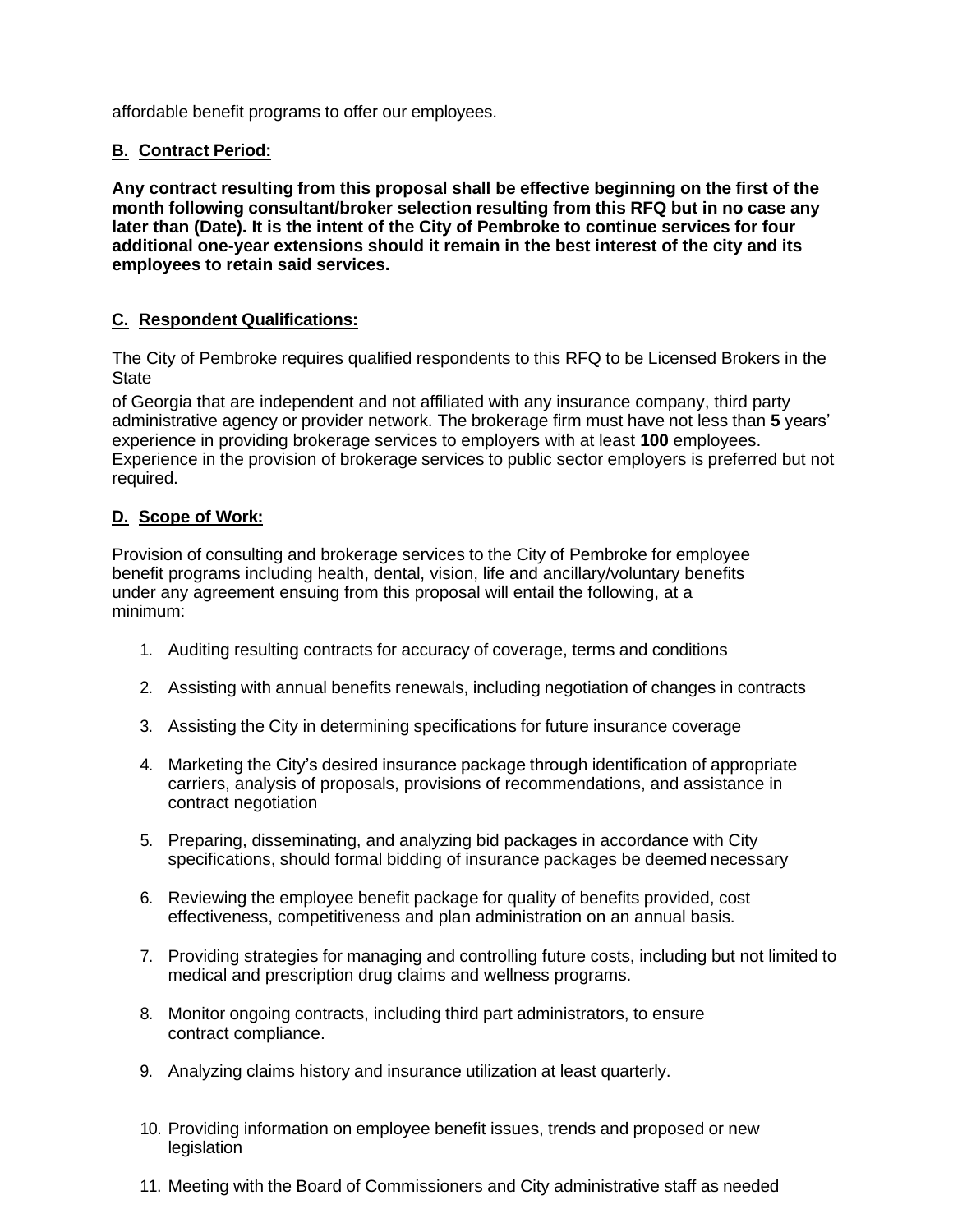affordable benefit programs to offer our employees.

**B. Contract Period:**

**Any contract resulting from this proposal shall be effective beginning on the first of the month following consultant/broker selection resulting from this RFQ but in no case any later than (Date). It is the intent of the City of Pembroke to continue services for four additional one-year extensions should it remain in the best interest of the city and its employees to retain said services.**

**C. Respondent Qualifications:**

The City of Pembroke requires qualified respondents to this RFQ to be Licensed Brokers in the State

of Georgia that are independent and not affiliated with any insurance company, third party administrative agency or provider network. The brokerage firm must have not less than **5** years' experience in providing brokerage services to employers with at least **100** employees. Experience in the provision of brokerage services to public sector employers is preferred but not required.

**D. Scope of Work:**

Provision of consulting and brokerage services to the City of Pembroke for employee benefit programs including health, dental, vision, life and ancillary/voluntary benefits under any agreement ensuing from this proposal will entail the following, at a minimum:

1. Auditing resulting contracts for accuracy of coverage, terms and conditions
2. Assisting with annual benefits renewals, including negotiation of changes in contracts
3. Assisting the City in determining specifications for future insurance coverage
4. Marketing the City's desired insurance package through identification of appropriate carriers, analysis of proposals, provisions of recommendations, and assistance in contract negotiation
5. Preparing, disseminating, and analyzing bid packages in accordance with City specifications, should formal bidding of insurance packages be deemed necessary
6. Reviewing the employee benefit package for quality of benefits provided, cost effectiveness, competitiveness and plan administration on an annual basis.
7. Providing strategies for managing and controlling future costs, including but not limited to medical and prescription drug claims and wellness programs.
8. Monitor ongoing contracts, including third part administrators, to ensure contract compliance.
9. Analyzing claims history and insurance utilization at least quarterly.
10. Providing information on employee benefit issues, trends and proposed or new legislation
11. Meeting with the Board of Commissioners and City administrative staff as needed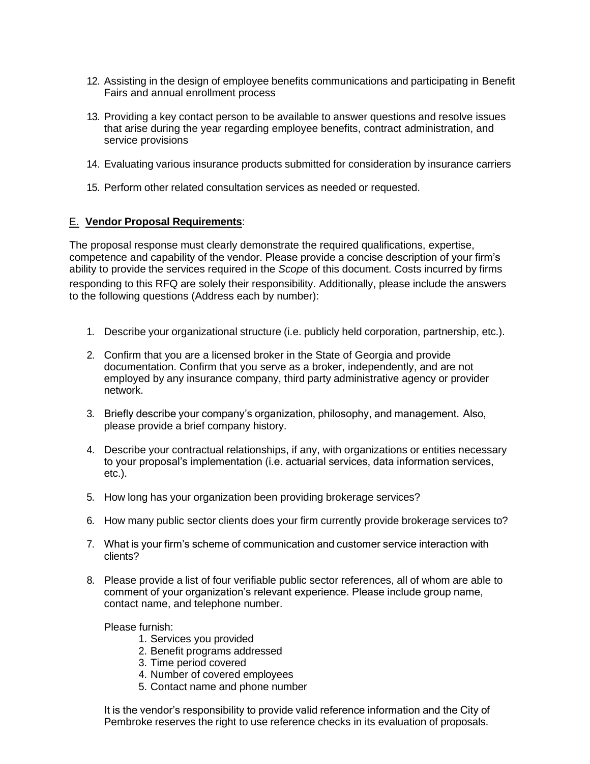12. Assisting in the design of employee benefits communications and participating in Benefit Fairs and annual enrollment process

13. Providing a key contact person to be available to answer questions and resolve issues that arise during the year regarding employee benefits, contract administration, and service provisions

14. Evaluating various insurance products submitted for consideration by insurance carriers

15. Perform other related consultation services as needed or requested.

## E. **Vendor Proposal Requirements**:

The proposal response must clearly demonstrate the required qualifications, expertise, competence and capability of the vendor. Please provide a concise description of your firm's ability to provide the services required in the *Scope* of this document. Costs incurred by firms responding to this RFQ are solely their responsibility. Additionally, please include the answers to the following questions (Address each by number):

1. Describe your organizational structure (i.e. publicly held corporation, partnership, etc.).

2. Confirm that you are a licensed broker in the State of Georgia and provide documentation. Confirm that you serve as a broker, independently, and are not employed by any insurance company, third party administrative agency or provider network.

3. Briefly describe your company's organization, philosophy, and management. Also, please provide a brief company history.

4. Describe your contractual relationships, if any, with organizations or entities necessary to your proposal's implementation (i.e. actuarial services, data information services, etc.).

5. How long has your organization been providing brokerage services?

6. How many public sector clients does your firm currently provide brokerage services to?

7. What is your firm's scheme of communication and customer service interaction with clients?

8. Please provide a list of four verifiable public sector references, all of whom are able to comment of your organization's relevant experience. Please include group name, contact name, and telephone number.

   Please furnish:
      1. Services you provided
      2. Benefit programs addressed
      3. Time period covered
      4. Number of covered employees
      5. Contact name and phone number

   It is the vendor's responsibility to provide valid reference information and the City of Pembroke reserves the right to use reference checks in its evaluation of proposals.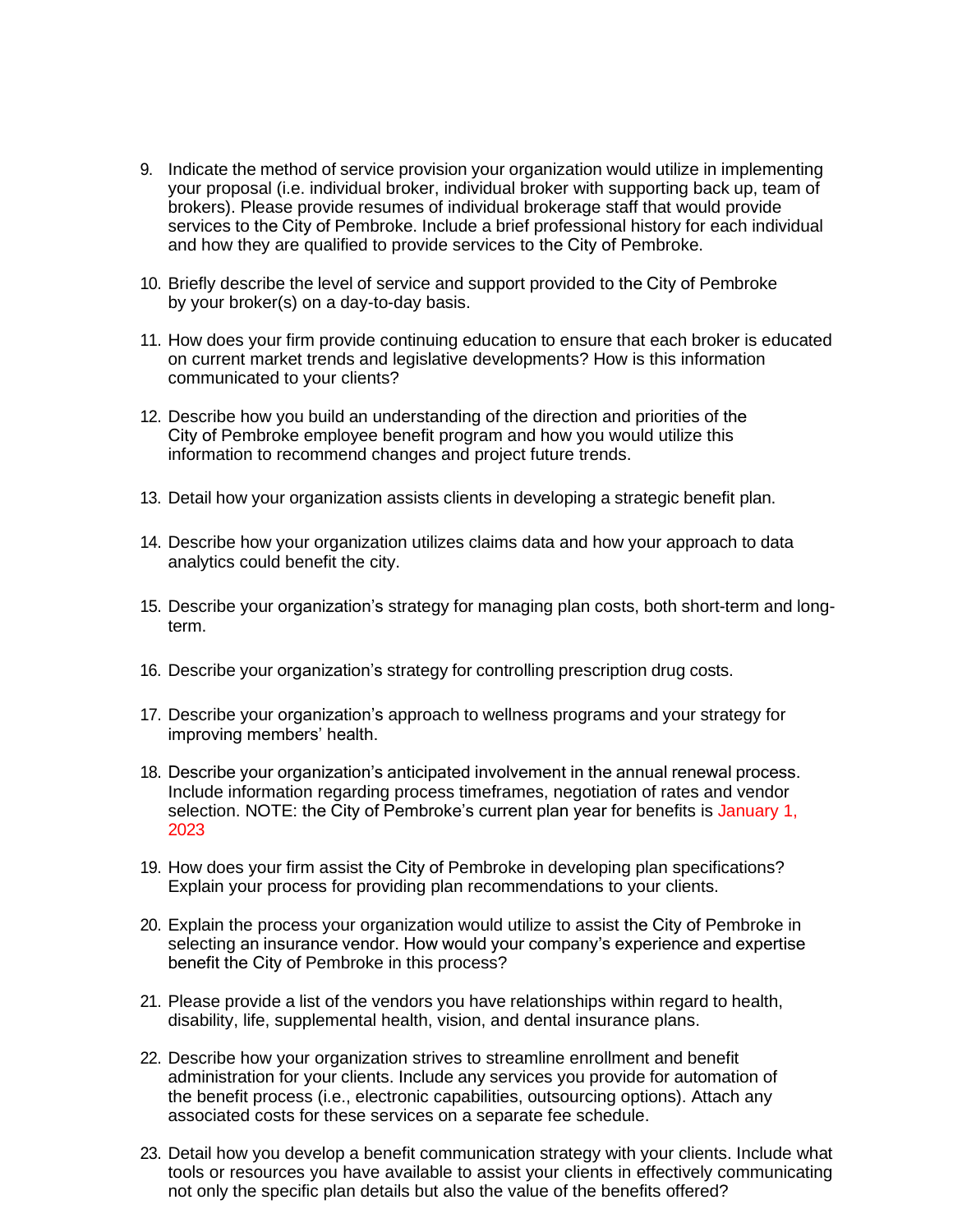9. Indicate the method of service provision your organization would utilize in implementing your proposal (i.e. individual broker, individual broker with supporting back up, team of brokers). Please provide resumes of individual brokerage staff that would provide services to the City of Pembroke. Include a brief professional history for each individual and how they are qualified to provide services to the City of Pembroke.

10. Briefly describe the level of service and support provided to the City of Pembroke by your broker(s) on a day-to-day basis.

11. How does your firm provide continuing education to ensure that each broker is educated on current market trends and legislative developments? How is this information communicated to your clients?

12. Describe how you build an understanding of the direction and priorities of the City of Pembroke employee benefit program and how you would utilize this information to recommend changes and project future trends.

13. Detail how your organization assists clients in developing a strategic benefit plan.

14. Describe how your organization utilizes claims data and how your approach to data analytics could benefit the city.

15. Describe your organization's strategy for managing plan costs, both short-term and long-term.

16. Describe your organization's strategy for controlling prescription drug costs.

17. Describe your organization's approach to wellness programs and your strategy for improving members' health.

18. Describe your organization's anticipated involvement in the annual renewal process. Include information regarding process timeframes, negotiation of rates and vendor selection. NOTE: the City of Pembroke's current plan year for benefits is January 1, 2023

19. How does your firm assist the City of Pembroke in developing plan specifications? Explain your process for providing plan recommendations to your clients.

20. Explain the process your organization would utilize to assist the City of Pembroke in selecting an insurance vendor. How would your company's experience and expertise benefit the City of Pembroke in this process?

21. Please provide a list of the vendors you have relationships within regard to health, disability, life, supplemental health, vision, and dental insurance plans.

22. Describe how your organization strives to streamline enrollment and benefit administration for your clients. Include any services you provide for automation of the benefit process (i.e., electronic capabilities, outsourcing options). Attach any associated costs for these services on a separate fee schedule.

23. Detail how you develop a benefit communication strategy with your clients. Include what tools or resources you have available to assist your clients in effectively communicating not only the specific plan details but also the value of the benefits offered?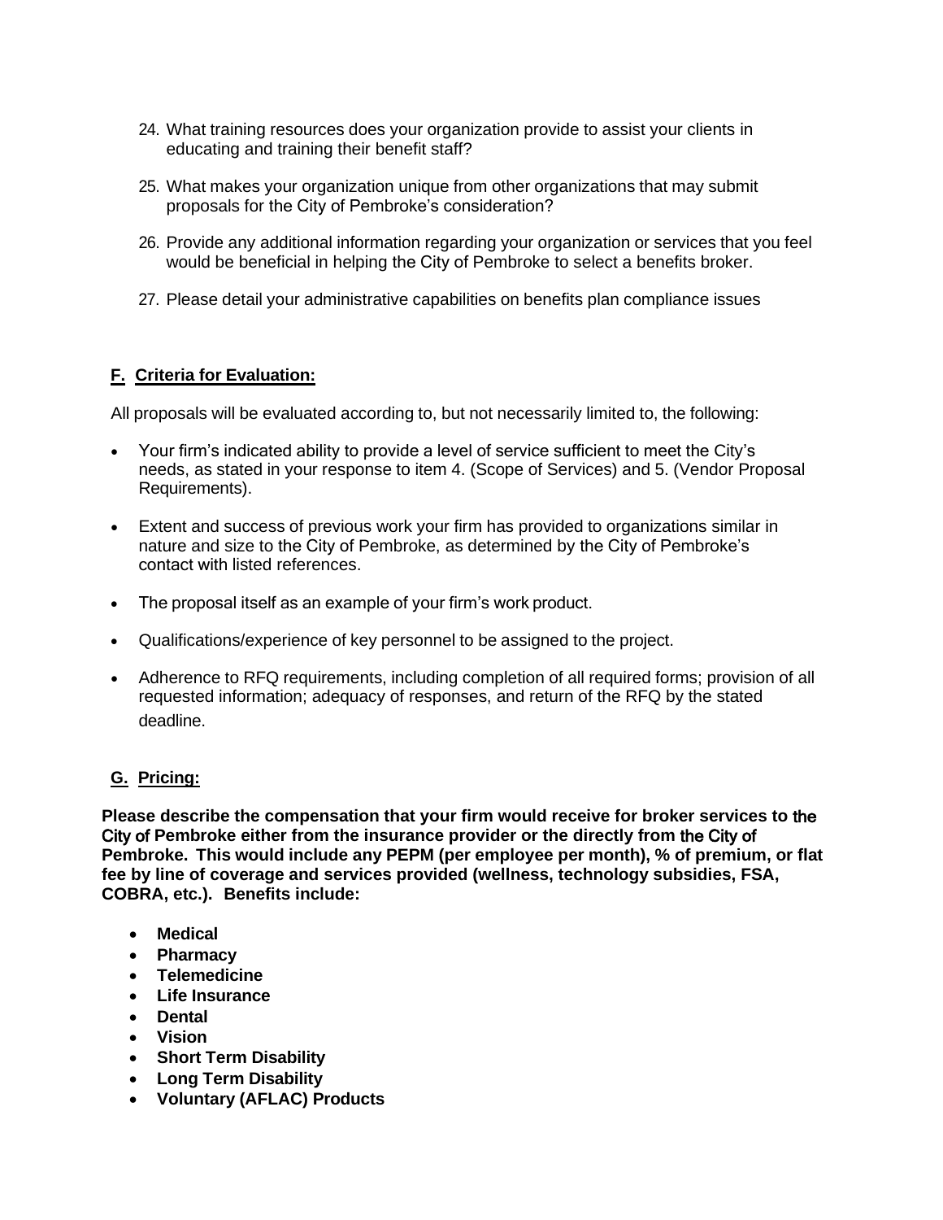24. What training resources does your organization provide to assist your clients in educating and training their benefit staff?

25. What makes your organization unique from other organizations that may submit proposals for the City of Pembroke's consideration?

26. Provide any additional information regarding your organization or services that you feel would be beneficial in helping the City of Pembroke to select a benefits broker.

27. Please detail your administrative capabilities on benefits plan compliance issues

## F. Criteria for Evaluation:

All proposals will be evaluated according to, but not necessarily limited to, the following:

- Your firm's indicated ability to provide a level of service sufficient to meet the City's needs, as stated in your response to item 4. (Scope of Services) and 5. (Vendor Proposal Requirements).

- Extent and success of previous work your firm has provided to organizations similar in nature and size to the City of Pembroke, as determined by the City of Pembroke's contact with listed references.

- The proposal itself as an example of your firm's work product.

- Qualifications/experience of key personnel to be assigned to the project.

- Adherence to RFQ requirements, including completion of all required forms; provision of all requested information; adequacy of responses, and return of the RFQ by the stated deadline.

## G. Pricing:

**Please describe the compensation that your firm would receive for broker services to the City of Pembroke either from the insurance provider or the directly from the City of Pembroke. This would include any PEPM (per employee per month), % of premium, or flat fee by line of coverage and services provided (wellness, technology subsidies, FSA, COBRA, etc.). Benefits include:**

- **Medical**
- **Pharmacy**
- **Telemedicine**
- **Life Insurance**
- **Dental**
- **Vision**
- **Short Term Disability**
- **Long Term Disability**
- **Voluntary (AFLAC) Products**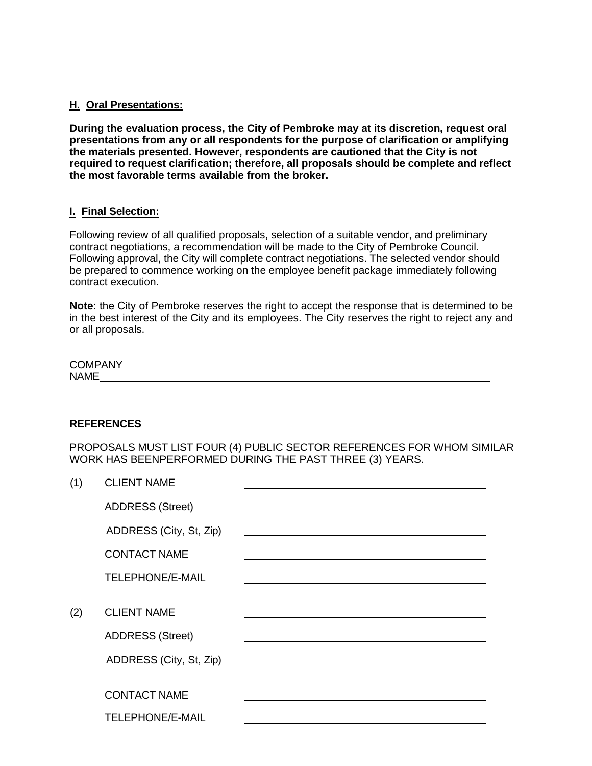**H. Oral Presentations:**

**During the evaluation process, the City of Pembroke may at its discretion, request oral presentations from any or all respondents for the purpose of clarification or amplifying the materials presented. However, respondents are cautioned that the City is not required to request clarification; therefore, all proposals should be complete and reflect the most favorable terms available from the broker.**

**I. Final Selection:**

Following review of all qualified proposals, selection of a suitable vendor, and preliminary contract negotiations, a recommendation will be made to the City of Pembroke Council. Following approval, the City will complete contract negotiations. The selected vendor should be prepared to commence working on the employee benefit package immediately following contract execution.

**Note**: the City of Pembroke reserves the right to accept the response that is determined to be in the best interest of the City and its employees. The City reserves the right to reject any and or all proposals.

COMPANY NAME\_\_\_\_\_\_\_\_\_\_\_\_\_\_\_\_\_\_\_\_\_\_\_\_\_\_\_\_\_\_\_\_\_\_\_\_\_\_\_\_\_\_\_\_

**REFERENCES**

PROPOSALS MUST LIST FOUR (4) PUBLIC SECTOR REFERENCES FOR WHOM SIMILAR WORK HAS BEENPERFORMED DURING THE PAST THREE (3) YEARS.

(1) CLIENT NAME \_\_\_\_\_\_\_\_\_\_\_\_\_\_\_\_\_\_\_\_\_\_\_\_\_\_\_\_\_\_

ADDRESS (Street) \_\_\_\_\_\_\_\_\_\_\_\_\_\_\_\_\_\_\_\_\_\_\_\_\_\_\_\_\_\_

ADDRESS (City, St, Zip) \_\_\_\_\_\_\_\_\_\_\_\_\_\_\_\_\_\_\_\_\_\_\_\_\_\_\_\_\_\_

CONTACT NAME \_\_\_\_\_\_\_\_\_\_\_\_\_\_\_\_\_\_\_\_\_\_\_\_\_\_\_\_\_\_

TELEPHONE/E-MAIL \_\_\_\_\_\_\_\_\_\_\_\_\_\_\_\_\_\_\_\_\_\_\_\_\_\_\_\_\_\_

(2) CLIENT NAME \_\_\_\_\_\_\_\_\_\_\_\_\_\_\_\_\_\_\_\_\_\_\_\_\_\_\_\_\_\_

ADDRESS (Street) \_\_\_\_\_\_\_\_\_\_\_\_\_\_\_\_\_\_\_\_\_\_\_\_\_\_\_\_\_\_

ADDRESS (City, St, Zip) \_\_\_\_\_\_\_\_\_\_\_\_\_\_\_\_\_\_\_\_\_\_\_\_\_\_\_\_\_\_

CONTACT NAME \_\_\_\_\_\_\_\_\_\_\_\_\_\_\_\_\_\_\_\_\_\_\_\_\_\_\_\_\_\_

TELEPHONE/E-MAIL \_\_\_\_\_\_\_\_\_\_\_\_\_\_\_\_\_\_\_\_\_\_\_\_\_\_\_\_\_\_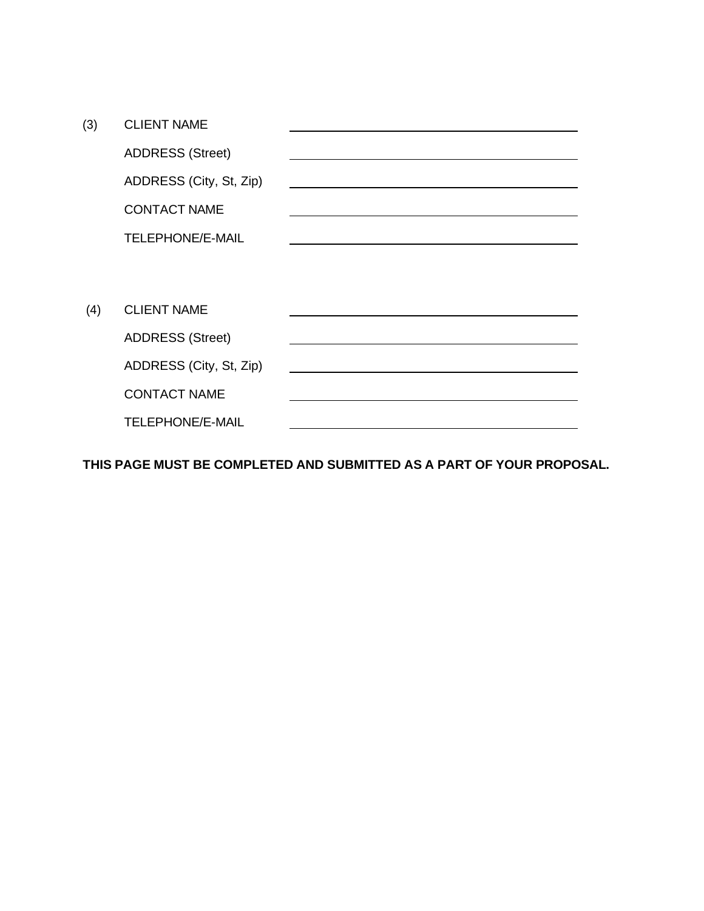(3) CLIENT NAME ______________________________

ADDRESS (Street) ______________________________

ADDRESS (City, St, Zip) ______________________________

CONTACT NAME ______________________________

TELEPHONE/E-MAIL ______________________________

(4) CLIENT NAME ______________________________

ADDRESS (Street) ______________________________

ADDRESS (City, St, Zip) ______________________________

CONTACT NAME ______________________________

TELEPHONE/E-MAIL ______________________________

**THIS PAGE MUST BE COMPLETED AND SUBMITTED AS A PART OF YOUR PROPOSAL.**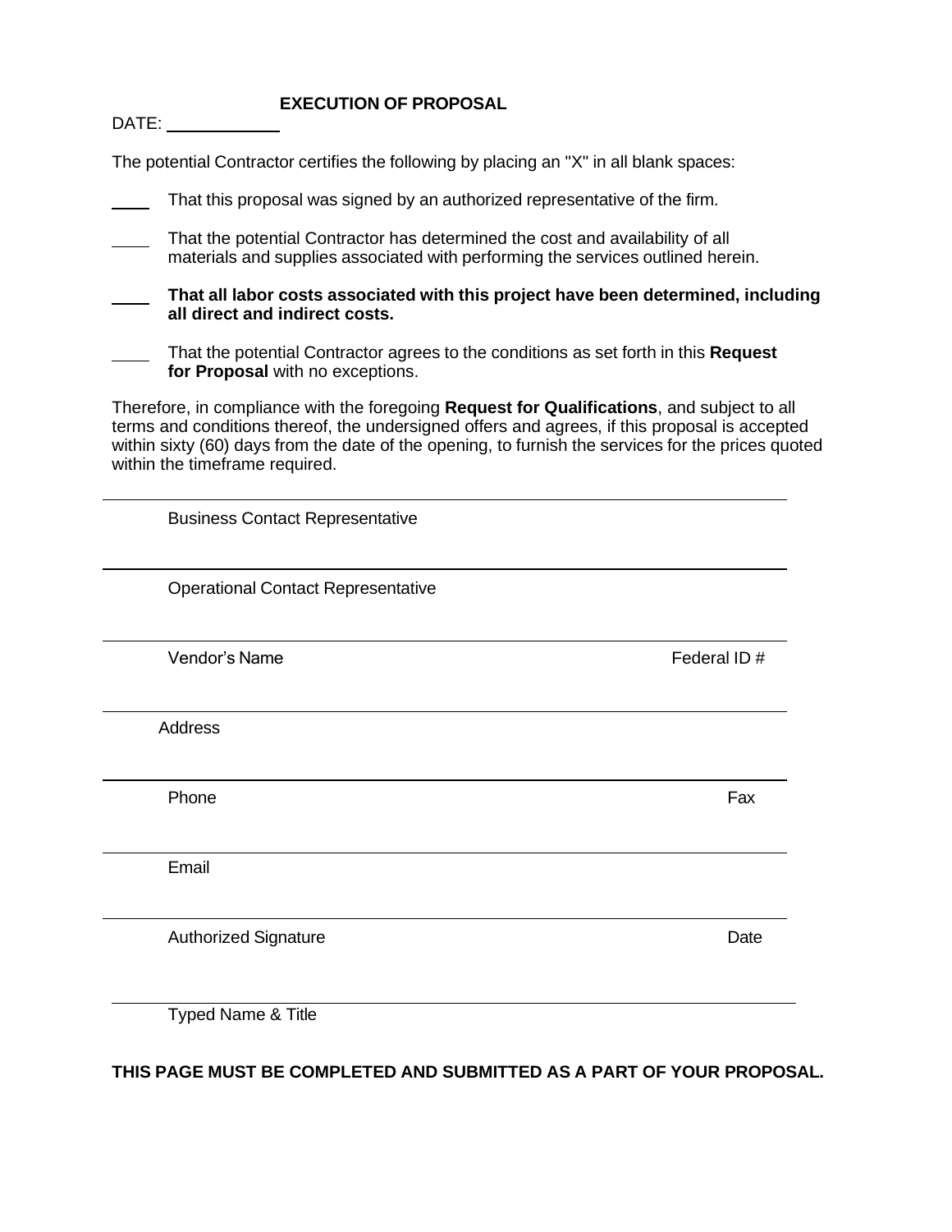## EXECUTION OF PROPOSAL

DATE: ____________

The potential Contractor certifies the following by placing an "X" in all blank spaces:

____ That this proposal was signed by an authorized representative of the firm.

____ That the potential Contractor has determined the cost and availability of all materials and supplies associated with performing the services outlined herein.

____ **That all labor costs associated with this project have been determined, including all direct and indirect costs.**

____ That the potential Contractor agrees to the conditions as set forth in this **Request for Proposal** with no exceptions.

Therefore, in compliance with the foregoing **Request for Qualifications**, and subject to all terms and conditions thereof, the undersigned offers and agrees, if this proposal is accepted within sixty (60) days from the date of the opening, to furnish the services for the prices quoted within the timeframe required.

______________________________________________________________

Business Contact Representative

______________________________________________________________

Operational Contact Representative

______________________________________________________________

Vendor's Name                                                                                    Federal ID #

______________________________________________________________

Address

______________________________________________________________

Phone                                                                                                    Fax

______________________________________________________________

Email

______________________________________________________________

Authorized Signature                                                                                  Date

______________________________________________________________

Typed Name & Title

**THIS PAGE MUST BE COMPLETED AND SUBMITTED AS A PART OF YOUR PROPOSAL.**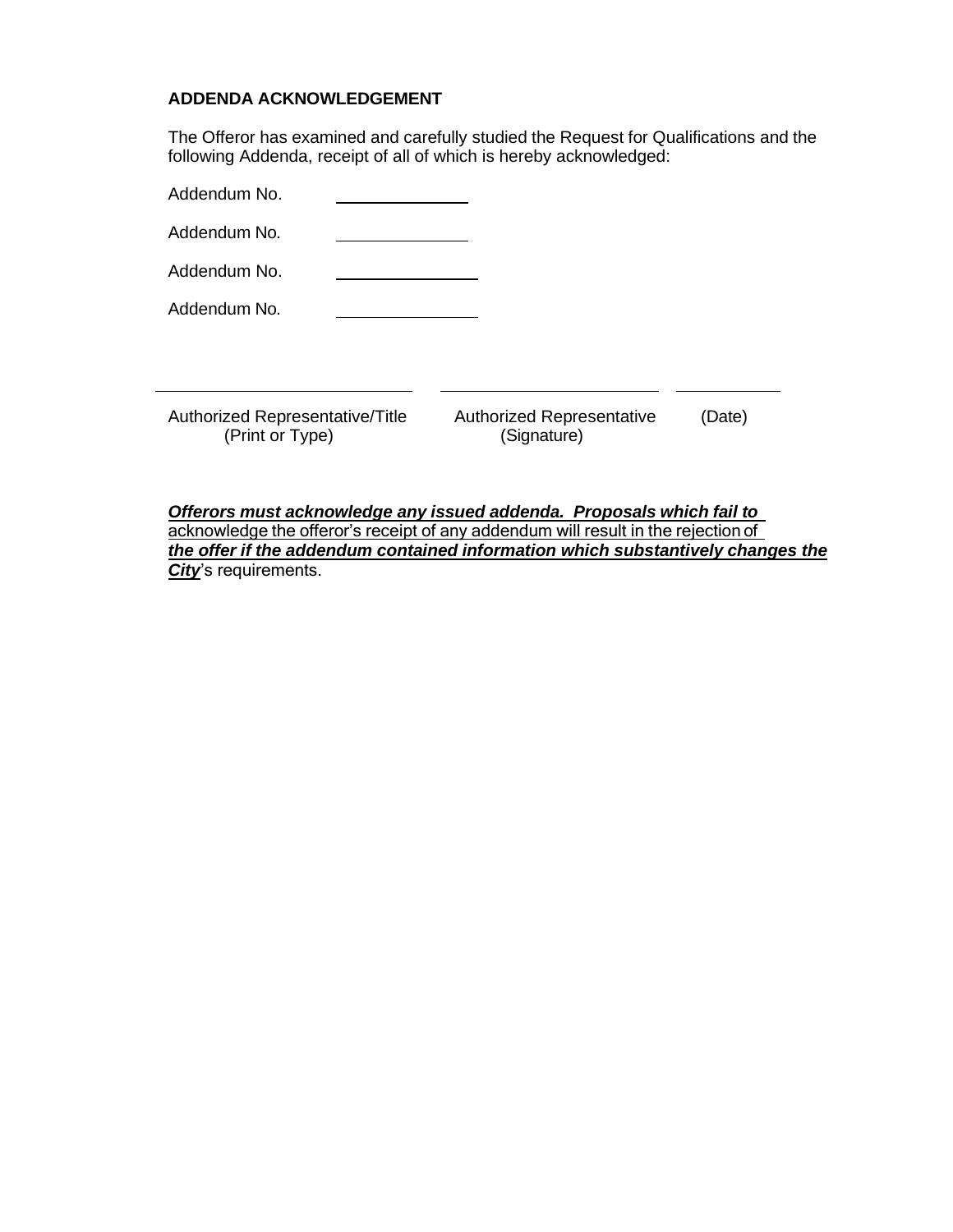## ADDENDA ACKNOWLEDGEMENT

The Offeror has examined and carefully studied the Request for Qualifications and the following Addenda, receipt of all of which is hereby acknowledged:

Addendum No. ______________

Addendum No. ______________

Addendum No. ______________

Addendum No. ______________

| | | |
|---|---|---|
| ______________________________ | ______________________________ | ____________ |
| Authorized Representative/Title (Print or Type) | Authorized Representative (Signature) | (Date) |

***Offerors must acknowledge any issued addenda. Proposals which fail to*** acknowledge the offeror's receipt of any addendum will result in the rejection of ***the offer if the addendum contained information which substantively changes the City***'s requirements.